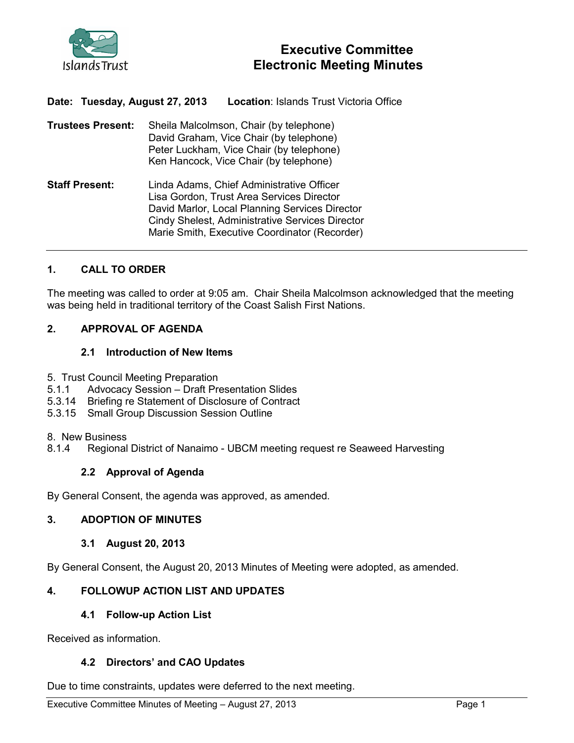# Executive Committee Electronic Meeting Minutes

**Date: Tuesday, August 27, 2013** **Location**: Islands Trust Victoria Office

**Trustees Present:**
Sheila Malcolmson, Chair (by telephone)
David Graham, Vice Chair (by telephone)
Peter Luckham, Vice Chair (by telephone)
Ken Hancock, Vice Chair (by telephone)

**Staff Present:**
Linda Adams, Chief Administrative Officer
Lisa Gordon, Trust Area Services Director
David Marlor, Local Planning Services Director
Cindy Shelest, Administrative Services Director
Marie Smith, Executive Coordinator (Recorder)

---

## 1. CALL TO ORDER

The meeting was called to order at 9:05 am. Chair Sheila Malcolmson acknowledged that the meeting was being held in traditional territory of the Coast Salish First Nations.

## 2. APPROVAL OF AGENDA

### 2.1 Introduction of New Items

5. Trust Council Meeting Preparation
5.1.1 Advocacy Session – Draft Presentation Slides
5.3.14 Briefing re Statement of Disclosure of Contract
5.3.15 Small Group Discussion Session Outline

8. New Business
8.1.4 Regional District of Nanaimo - UBCM meeting request re Seaweed Harvesting

### 2.2 Approval of Agenda

By General Consent, the agenda was approved, as amended.

## 3. ADOPTION OF MINUTES

### 3.1 August 20, 2013

By General Consent, the August 20, 2013 Minutes of Meeting were adopted, as amended.

## 4. FOLLOWUP ACTION LIST AND UPDATES

### 4.1 Follow-up Action List

Received as information.

### 4.2 Directors' and CAO Updates

Due to time constraints, updates were deferred to the next meeting.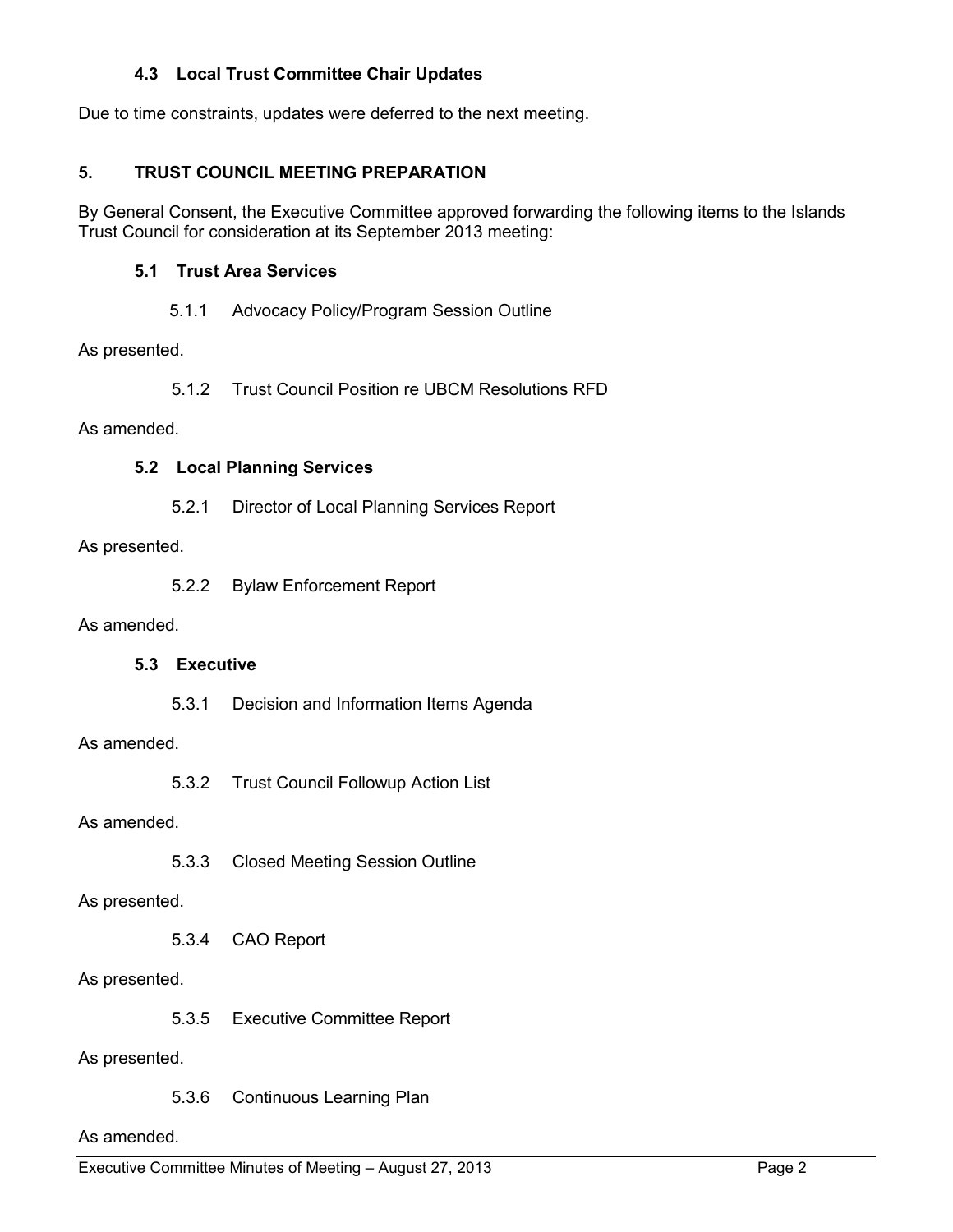### 4.3 Local Trust Committee Chair Updates

Due to time constraints, updates were deferred to the next meeting.

## 5. TRUST COUNCIL MEETING PREPARATION

By General Consent, the Executive Committee approved forwarding the following items to the Islands Trust Council for consideration at its September 2013 meeting:

### 5.1 Trust Area Services

5.1.1 Advocacy Policy/Program Session Outline

As presented.

5.1.2 Trust Council Position re UBCM Resolutions RFD

As amended.

### 5.2 Local Planning Services

5.2.1 Director of Local Planning Services Report

As presented.

5.2.2 Bylaw Enforcement Report

As amended.

### 5.3 Executive

5.3.1 Decision and Information Items Agenda

As amended.

5.3.2 Trust Council Followup Action List

As amended.

5.3.3 Closed Meeting Session Outline

As presented.

5.3.4 CAO Report

As presented.

5.3.5 Executive Committee Report

As presented.

5.3.6 Continuous Learning Plan

As amended.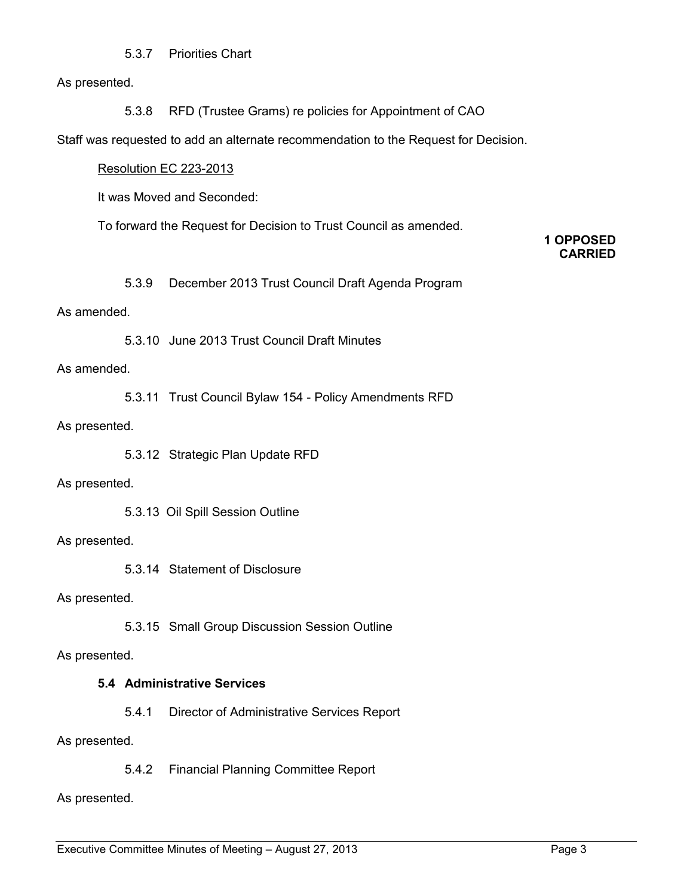5.3.7 Priorities Chart

As presented.

5.3.8 RFD (Trustee Grams) re policies for Appointment of CAO

Staff was requested to add an alternate recommendation to the Request for Decision.

Resolution EC 223-2013

It was Moved and Seconded:

To forward the Request for Decision to Trust Council as amended.

**1 OPPOSED**
**CARRIED**

5.3.9 December 2013 Trust Council Draft Agenda Program

As amended.

5.3.10 June 2013 Trust Council Draft Minutes

As amended.

5.3.11 Trust Council Bylaw 154 - Policy Amendments RFD

As presented.

5.3.12 Strategic Plan Update RFD

As presented.

5.3.13 Oil Spill Session Outline

As presented.

5.3.14 Statement of Disclosure

As presented.

5.3.15 Small Group Discussion Session Outline

As presented.

### 5.4 Administrative Services

5.4.1 Director of Administrative Services Report

As presented.

5.4.2 Financial Planning Committee Report

As presented.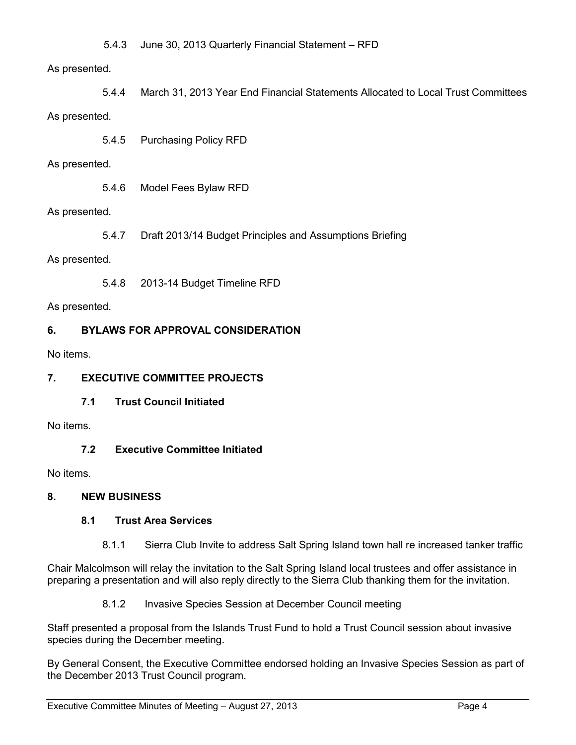5.4.3 June 30, 2013 Quarterly Financial Statement – RFD

As presented.

5.4.4 March 31, 2013 Year End Financial Statements Allocated to Local Trust Committees

As presented.

5.4.5 Purchasing Policy RFD

As presented.

5.4.6 Model Fees Bylaw RFD

As presented.

5.4.7 Draft 2013/14 Budget Principles and Assumptions Briefing

As presented.

5.4.8 2013-14 Budget Timeline RFD

As presented.

## 6. BYLAWS FOR APPROVAL CONSIDERATION

No items.

## 7. EXECUTIVE COMMITTEE PROJECTS

### 7.1 Trust Council Initiated

No items.

### 7.2 Executive Committee Initiated

No items.

## 8. NEW BUSINESS

### 8.1 Trust Area Services

8.1.1 Sierra Club Invite to address Salt Spring Island town hall re increased tanker traffic

Chair Malcolmson will relay the invitation to the Salt Spring Island local trustees and offer assistance in preparing a presentation and will also reply directly to the Sierra Club thanking them for the invitation.

8.1.2 Invasive Species Session at December Council meeting

Staff presented a proposal from the Islands Trust Fund to hold a Trust Council session about invasive species during the December meeting.

By General Consent, the Executive Committee endorsed holding an Invasive Species Session as part of the December 2013 Trust Council program.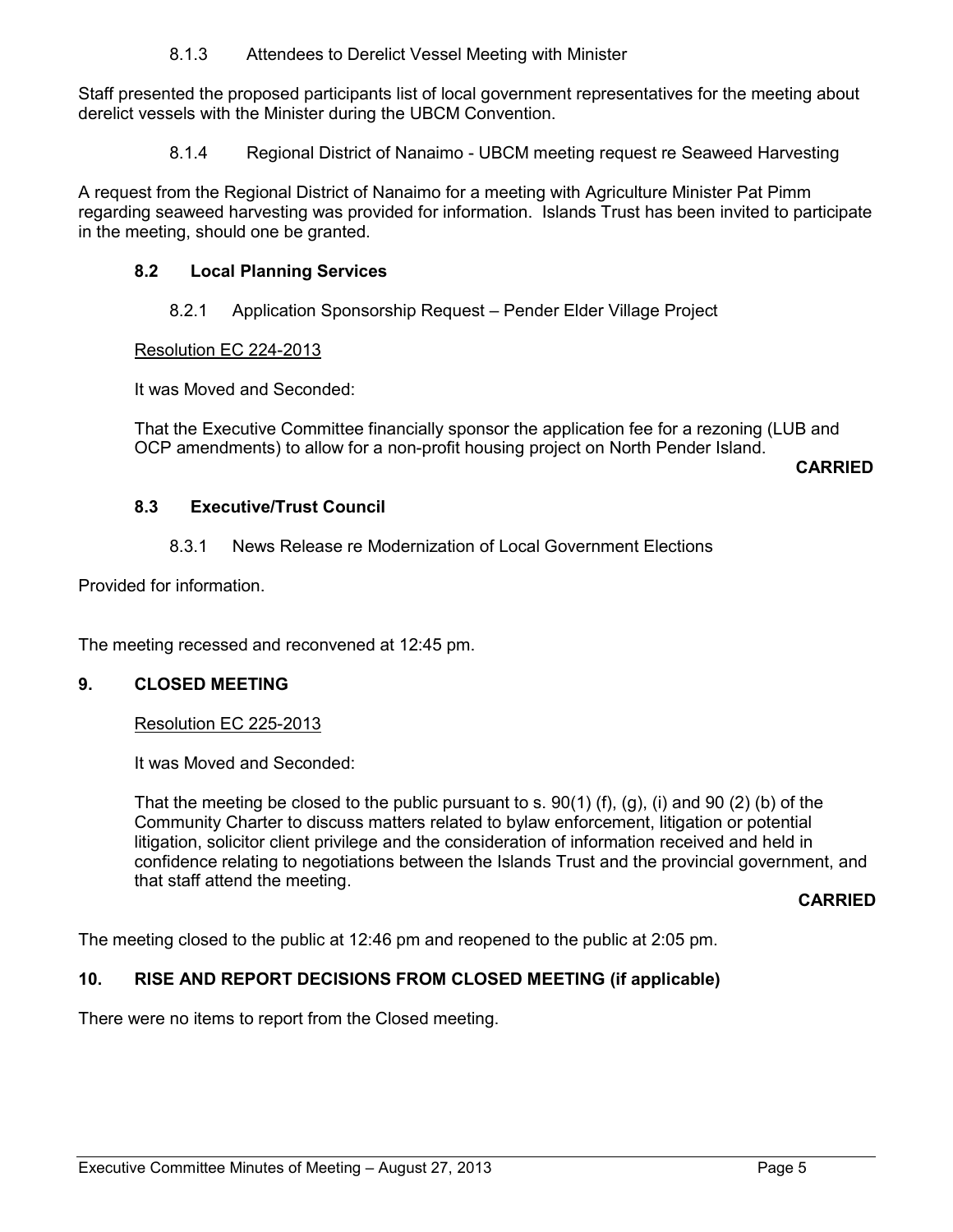#### 8.1.3 Attendees to Derelict Vessel Meeting with Minister

Staff presented the proposed participants list of local government representatives for the meeting about derelict vessels with the Minister during the UBCM Convention.

#### 8.1.4 Regional District of Nanaimo - UBCM meeting request re Seaweed Harvesting

A request from the Regional District of Nanaimo for a meeting with Agriculture Minister Pat Pimm regarding seaweed harvesting was provided for information. Islands Trust has been invited to participate in the meeting, should one be granted.

### 8.2 Local Planning Services

#### 8.2.1 Application Sponsorship Request – Pender Elder Village Project

Resolution EC 224-2013

It was Moved and Seconded:

That the Executive Committee financially sponsor the application fee for a rezoning (LUB and OCP amendments) to allow for a non-profit housing project on North Pender Island.

**CARRIED**

### 8.3 Executive/Trust Council

#### 8.3.1 News Release re Modernization of Local Government Elections

Provided for information.

The meeting recessed and reconvened at 12:45 pm.

## 9. CLOSED MEETING

Resolution EC 225-2013

It was Moved and Seconded:

That the meeting be closed to the public pursuant to s. 90(1) (f), (g), (i) and 90 (2) (b) of the Community Charter to discuss matters related to bylaw enforcement, litigation or potential litigation, solicitor client privilege and the consideration of information received and held in confidence relating to negotiations between the Islands Trust and the provincial government, and that staff attend the meeting.

**CARRIED**

The meeting closed to the public at 12:46 pm and reopened to the public at 2:05 pm.

## 10. RISE AND REPORT DECISIONS FROM CLOSED MEETING (if applicable)

There were no items to report from the Closed meeting.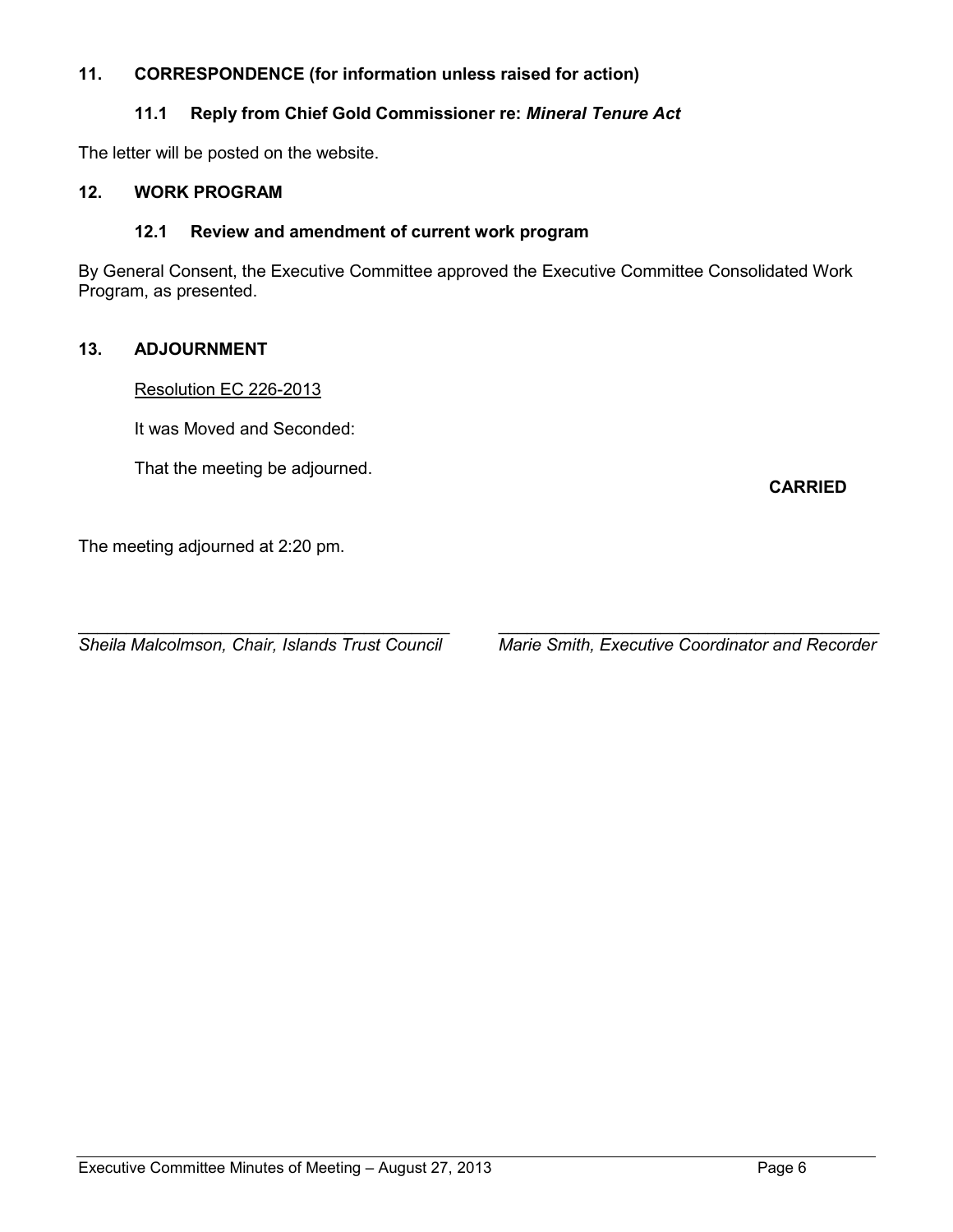## 11. CORRESPONDENCE (for information unless raised for action)

### 11.1 Reply from Chief Gold Commissioner re: *Mineral Tenure Act*

The letter will be posted on the website.

## 12. WORK PROGRAM

### 12.1 Review and amendment of current work program

By General Consent, the Executive Committee approved the Executive Committee Consolidated Work Program, as presented.

## 13. ADJOURNMENT

Resolution EC 226-2013

It was Moved and Seconded:

That the meeting be adjourned.

**CARRIED**

The meeting adjourned at 2:20 pm.

_______________________________________

*Sheila Malcolmson, Chair, Islands Trust Council*

_______________________________________

*Marie Smith, Executive Coordinator and Recorder*